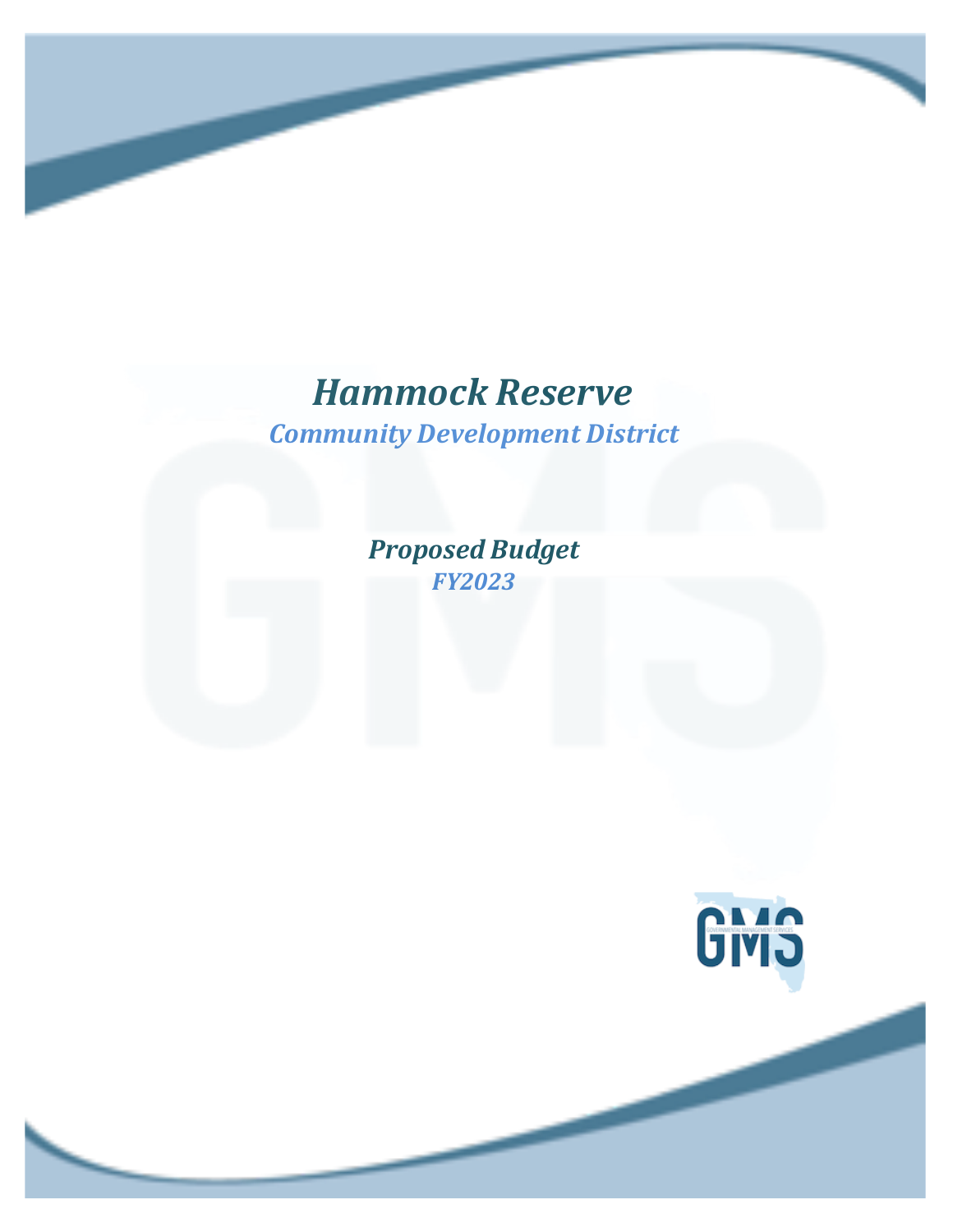# *Hammock Reserve*

## *Community Development District*

### *Proposed Budget*

### *FY2023*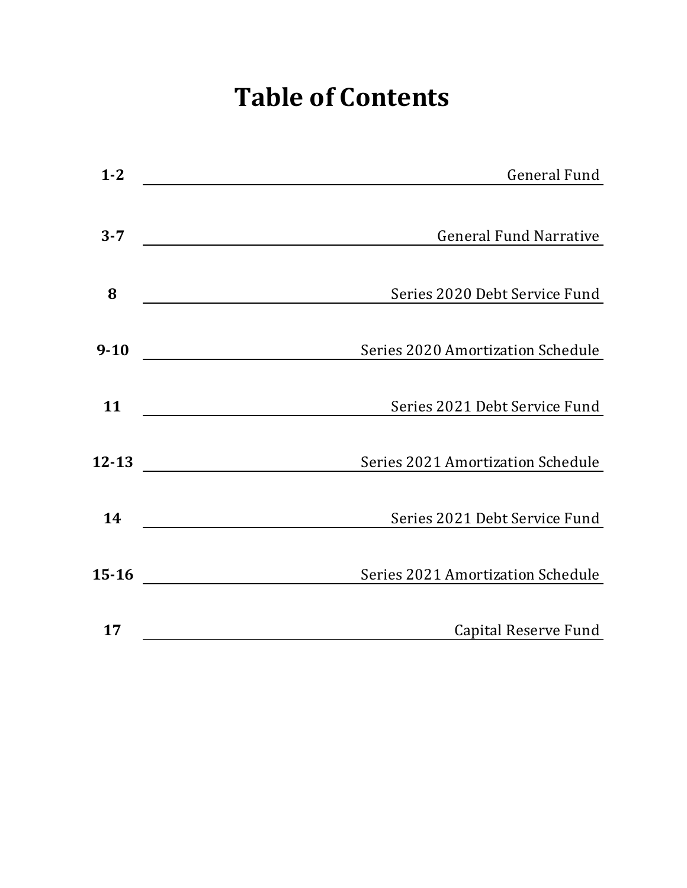# Table of Contents

| Page | Section |
|---|---|
| **1-2** | General Fund |
| **3-7** | General Fund Narrative |
| **8** | Series 2020 Debt Service Fund |
| **9-10** | Series 2020 Amortization Schedule |
| **11** | Series 2021 Debt Service Fund |
| **12-13** | Series 2021 Amortization Schedule |
| **14** | Series 2021 Debt Service Fund |
| **15-16** | Series 2021 Amortization Schedule |
| **17** | Capital Reserve Fund |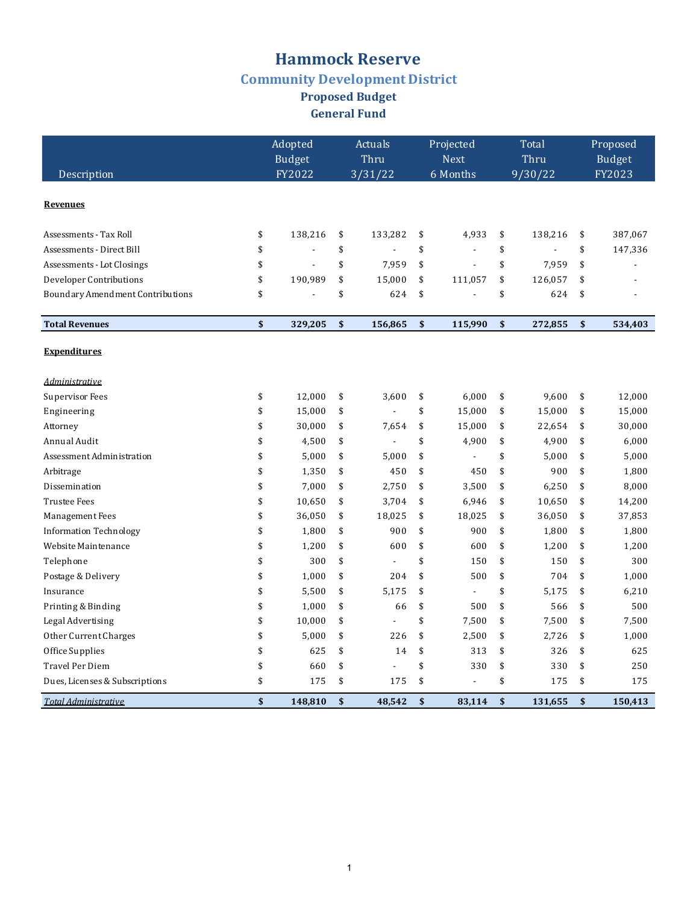# Hammock Reserve

## Community Development District

### Proposed Budget

### General Fund

| Description | Adopted Budget FY2022 | Actuals Thru 3/31/22 | Projected Next 6 Months | Total Thru 9/30/22 | Proposed Budget FY2023 |
|---|---|---|---|---|---|
| **Revenues** | | | | | |
| Assessments - Tax Roll | $ 138,216 | $ 133,282 | $ 4,933 | $ 138,216 | $ 387,067 |
| Assessments - Direct Bill | $ - | $ - | $ - | $ - | $ 147,336 |
| Assessments - Lot Closings | $ - | $ 7,959 | $ - | $ 7,959 | $ - |
| Developer Contributions | $ 190,989 | $ 15,000 | $ 111,057 | $ 126,057 | $ - |
| Boundary Amendment Contributions | $ - | $ 624 | $ - | $ 624 | $ - |
| **Total Revenues** | **$ 329,205** | **$ 156,865** | **$ 115,990** | **$ 272,855** | **$ 534,403** |
| **Expenditures** | | | | | |
| *Administrative* | | | | | |
| Supervisor Fees | $ 12,000 | $ 3,600 | $ 6,000 | $ 9,600 | $ 12,000 |
| Engineering | $ 15,000 | $ - | $ 15,000 | $ 15,000 | $ 15,000 |
| Attorney | $ 30,000 | $ 7,654 | $ 15,000 | $ 22,654 | $ 30,000 |
| Annual Audit | $ 4,500 | $ - | $ 4,900 | $ 4,900 | $ 6,000 |
| Assessment Administration | $ 5,000 | $ 5,000 | $ - | $ 5,000 | $ 5,000 |
| Arbitrage | $ 1,350 | $ 450 | $ 450 | $ 900 | $ 1,800 |
| Dissemination | $ 7,000 | $ 2,750 | $ 3,500 | $ 6,250 | $ 8,000 |
| Trustee Fees | $ 10,650 | $ 3,704 | $ 6,946 | $ 10,650 | $ 14,200 |
| Management Fees | $ 36,050 | $ 18,025 | $ 18,025 | $ 36,050 | $ 37,853 |
| Information Technology | $ 1,800 | $ 900 | $ 900 | $ 1,800 | $ 1,800 |
| Website Maintenance | $ 1,200 | $ 600 | $ 600 | $ 1,200 | $ 1,200 |
| Telephone | $ 300 | $ - | $ 150 | $ 150 | $ 300 |
| Postage & Delivery | $ 1,000 | $ 204 | $ 500 | $ 704 | $ 1,000 |
| Insurance | $ 5,500 | $ 5,175 | $ - | $ 5,175 | $ 6,210 |
| Printing & Binding | $ 1,000 | $ 66 | $ 500 | $ 566 | $ 500 |
| Legal Advertising | $ 10,000 | $ - | $ 7,500 | $ 7,500 | $ 7,500 |
| Other Current Charges | $ 5,000 | $ 226 | $ 2,500 | $ 2,726 | $ 1,000 |
| Office Supplies | $ 625 | $ 14 | $ 313 | $ 326 | $ 625 |
| Travel Per Diem | $ 660 | $ - | $ 330 | $ 330 | $ 250 |
| Dues, Licenses & Subscriptions | $ 175 | $ 175 | $ - | $ 175 | $ 175 |
| ***Total Administrative*** | **$ 148,810** | **$ 48,542** | **$ 83,114** | **$ 131,655** | **$ 150,413** |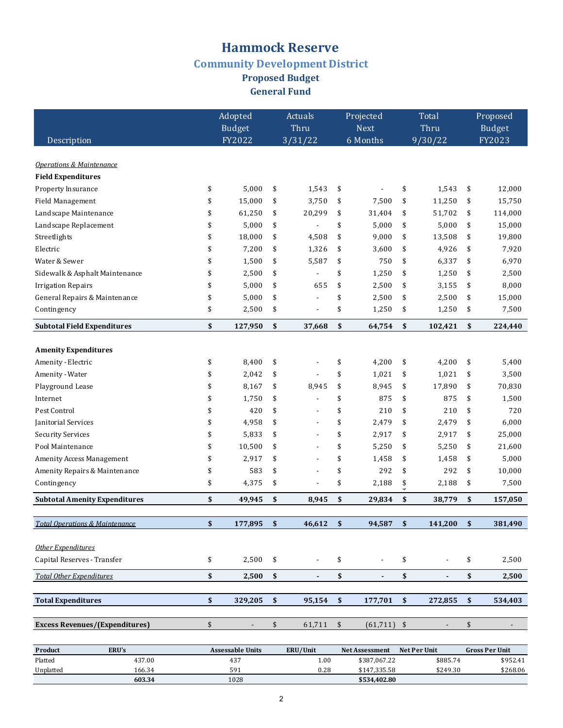# Hammock Reserve

## Community Development District

### Proposed Budget

### General Fund

| Description | Adopted Budget FY2022 | Actuals Thru 3/31/22 | Projected Next 6 Months | Total Thru 9/30/22 | Proposed Budget FY2023 |
|---|---|---|---|---|---|
| *Operations & Maintenance* | | | | | |
| **Field Expenditures** | | | | | |
| Property Insurance | $ 5,000 | $ 1,543 | $ - | $ 1,543 | $ 12,000 |
| Field Management | $ 15,000 | $ 3,750 | $ 7,500 | $ 11,250 | $ 15,750 |
| Landscape Maintenance | $ 61,250 | $ 20,299 | $ 31,404 | $ 51,702 | $ 114,000 |
| Landscape Replacement | $ 5,000 | $ - | $ 5,000 | $ 5,000 | $ 15,000 |
| Streetlights | $ 18,000 | $ 4,508 | $ 9,000 | $ 13,508 | $ 19,800 |
| Electric | $ 7,200 | $ 1,326 | $ 3,600 | $ 4,926 | $ 7,920 |
| Water & Sewer | $ 1,500 | $ 5,587 | $ 750 | $ 6,337 | $ 6,970 |
| Sidewalk & Asphalt Maintenance | $ 2,500 | $ - | $ 1,250 | $ 1,250 | $ 2,500 |
| Irrigation Repairs | $ 5,000 | $ 655 | $ 2,500 | $ 3,155 | $ 8,000 |
| General Repairs & Maintenance | $ 5,000 | $ - | $ 2,500 | $ 2,500 | $ 15,000 |
| Contingency | $ 2,500 | $ - | $ 1,250 | $ 1,250 | $ 7,500 |
| **Subtotal Field Expenditures** | **$ 127,950** | **$ 37,668** | **$ 64,754** | **$ 102,421** | **$ 224,440** |
| **Amenity Expenditures** | | | | | |
| Amenity - Electric | $ 8,400 | $ - | $ 4,200 | $ 4,200 | $ 5,400 |
| Amenity - Water | $ 2,042 | $ - | $ 1,021 | $ 1,021 | $ 3,500 |
| Playground Lease | $ 8,167 | $ 8,945 | $ 8,945 | $ 17,890 | $ 70,830 |
| Internet | $ 1,750 | $ - | $ 875 | $ 875 | $ 1,500 |
| Pest Control | $ 420 | $ - | $ 210 | $ 210 | $ 720 |
| Janitorial Services | $ 4,958 | $ - | $ 2,479 | $ 2,479 | $ 6,000 |
| Security Services | $ 5,833 | $ - | $ 2,917 | $ 2,917 | $ 25,000 |
| Pool Maintenance | $ 10,500 | $ - | $ 5,250 | $ 5,250 | $ 21,600 |
| Amenity Access Management | $ 2,917 | $ - | $ 1,458 | $ 1,458 | $ 5,000 |
| Amenity Repairs & Maintenance | $ 583 | $ - | $ 292 | $ 292 | $ 10,000 |
| Contingency | $ 4,375 | $ - | $ 2,188 | $ 2,188 | $ 7,500 |
| **Subtotal Amenity Expenditures** | **$ 49,945** | **$ 8,945** | **$ 29,834** | **$ 38,779** | **$ 157,050** |
| ***Total Operations & Maintenance*** | **$ 177,895** | **$ 46,612** | **$ 94,587** | **$ 141,200** | **$ 381,490** |
| *Other Expenditures* | | | | | |
| Capital Reserves - Transfer | $ 2,500 | $ - | $ - | $ - | $ 2,500 |
| *Total Other Expenditures* | **$ 2,500** | **$ -** | **$ -** | **$ -** | **$ 2,500** |
| **Total Expenditures** | **$ 329,205** | **$ 95,154** | **$ 177,701** | **$ 272,855** | **$ 534,403** |
| **Excess Revenues/(Expenditures)** | $ - | $ 61,711 | $ (61,711) | $ - | $ - |

| Product | ERU's | Assessable Units | ERU/Unit | Net Assessment | Net Per Unit | Gross Per Unit |
|---|---|---|---|---|---|---|
| Platted | 437.00 | 437 | 1.00 | $387,067.22 | $885.74 | $952.41 |
| Unplatted | 166.34 | 591 | 0.28 | $147,335.58 | $249.30 | $268.06 |
| | **603.34** | 1028 | | **$534,402.80** | | |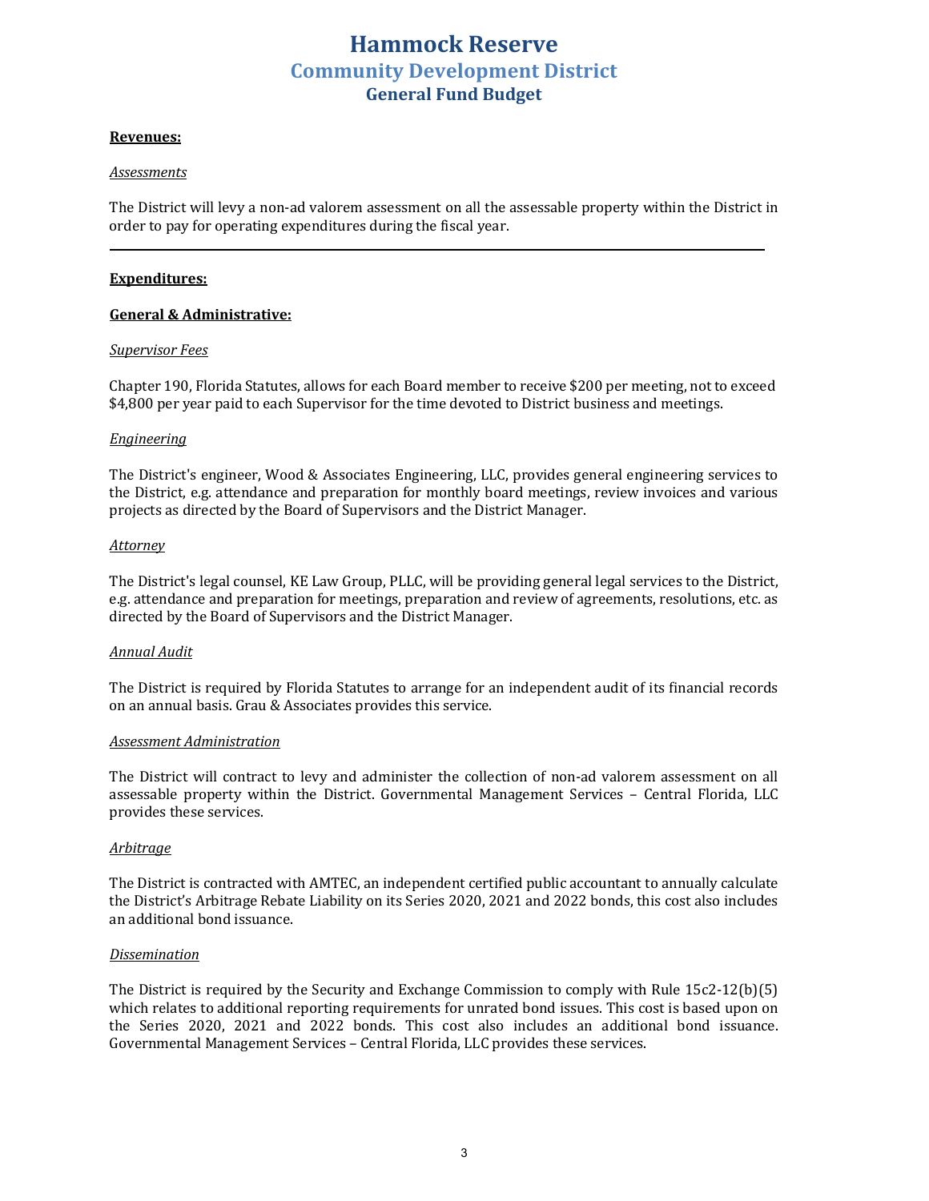# Hammock Reserve
## Community Development District
### General Fund Budget

**Revenues:**

*Assessments*

The District will levy a non-ad valorem assessment on all the assessable property within the District in order to pay for operating expenditures during the fiscal year.

---

**Expenditures:**

**General & Administrative:**

*Supervisor Fees*

Chapter 190, Florida Statutes, allows for each Board member to receive $200 per meeting, not to exceed $4,800 per year paid to each Supervisor for the time devoted to District business and meetings.

*Engineering*

The District's engineer, Wood & Associates Engineering, LLC, provides general engineering services to the District, e.g. attendance and preparation for monthly board meetings, review invoices and various projects as directed by the Board of Supervisors and the District Manager.

*Attorney*

The District's legal counsel, KE Law Group, PLLC, will be providing general legal services to the District, e.g. attendance and preparation for meetings, preparation and review of agreements, resolutions, etc. as directed by the Board of Supervisors and the District Manager.

*Annual Audit*

The District is required by Florida Statutes to arrange for an independent audit of its financial records on an annual basis. Grau & Associates provides this service.

*Assessment Administration*

The District will contract to levy and administer the collection of non-ad valorem assessment on all assessable property within the District. Governmental Management Services – Central Florida, LLC provides these services.

*Arbitrage*

The District is contracted with AMTEC, an independent certified public accountant to annually calculate the District's Arbitrage Rebate Liability on its Series 2020, 2021 and 2022 bonds, this cost also includes an additional bond issuance.

*Dissemination*

The District is required by the Security and Exchange Commission to comply with Rule 15c2-12(b)(5) which relates to additional reporting requirements for unrated bond issues. This cost is based upon on the Series 2020, 2021 and 2022 bonds. This cost also includes an additional bond issuance. Governmental Management Services – Central Florida, LLC provides these services.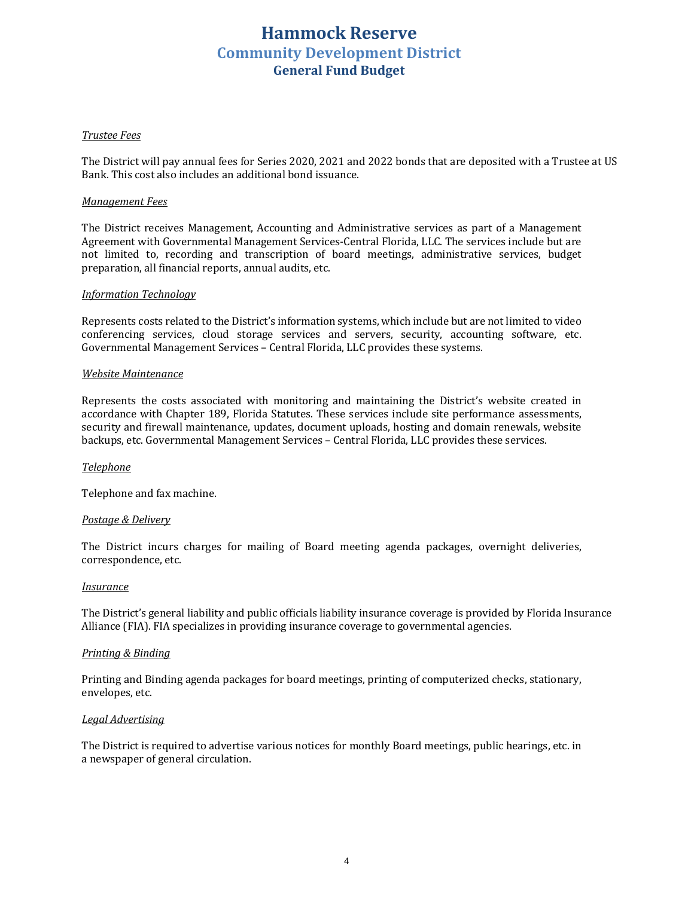# Hammock Reserve
## Community Development District
### General Fund Budget

*Trustee Fees*

The District will pay annual fees for Series 2020, 2021 and 2022 bonds that are deposited with a Trustee at US Bank. This cost also includes an additional bond issuance.

*Management Fees*

The District receives Management, Accounting and Administrative services as part of a Management Agreement with Governmental Management Services-Central Florida, LLC. The services include but are not limited to, recording and transcription of board meetings, administrative services, budget preparation, all financial reports, annual audits, etc.

*Information Technology*

Represents costs related to the District's information systems, which include but are not limited to video conferencing services, cloud storage services and servers, security, accounting software, etc. Governmental Management Services – Central Florida, LLC provides these systems.

*Website Maintenance*

Represents the costs associated with monitoring and maintaining the District's website created in accordance with Chapter 189, Florida Statutes. These services include site performance assessments, security and firewall maintenance, updates, document uploads, hosting and domain renewals, website backups, etc. Governmental Management Services – Central Florida, LLC provides these services.

*Telephone*

Telephone and fax machine.

*Postage & Delivery*

The District incurs charges for mailing of Board meeting agenda packages, overnight deliveries, correspondence, etc.

*Insurance*

The District's general liability and public officials liability insurance coverage is provided by Florida Insurance Alliance (FIA). FIA specializes in providing insurance coverage to governmental agencies.

*Printing & Binding*

Printing and Binding agenda packages for board meetings, printing of computerized checks, stationary, envelopes, etc.

*Legal Advertising*

The District is required to advertise various notices for monthly Board meetings, public hearings, etc. in a newspaper of general circulation.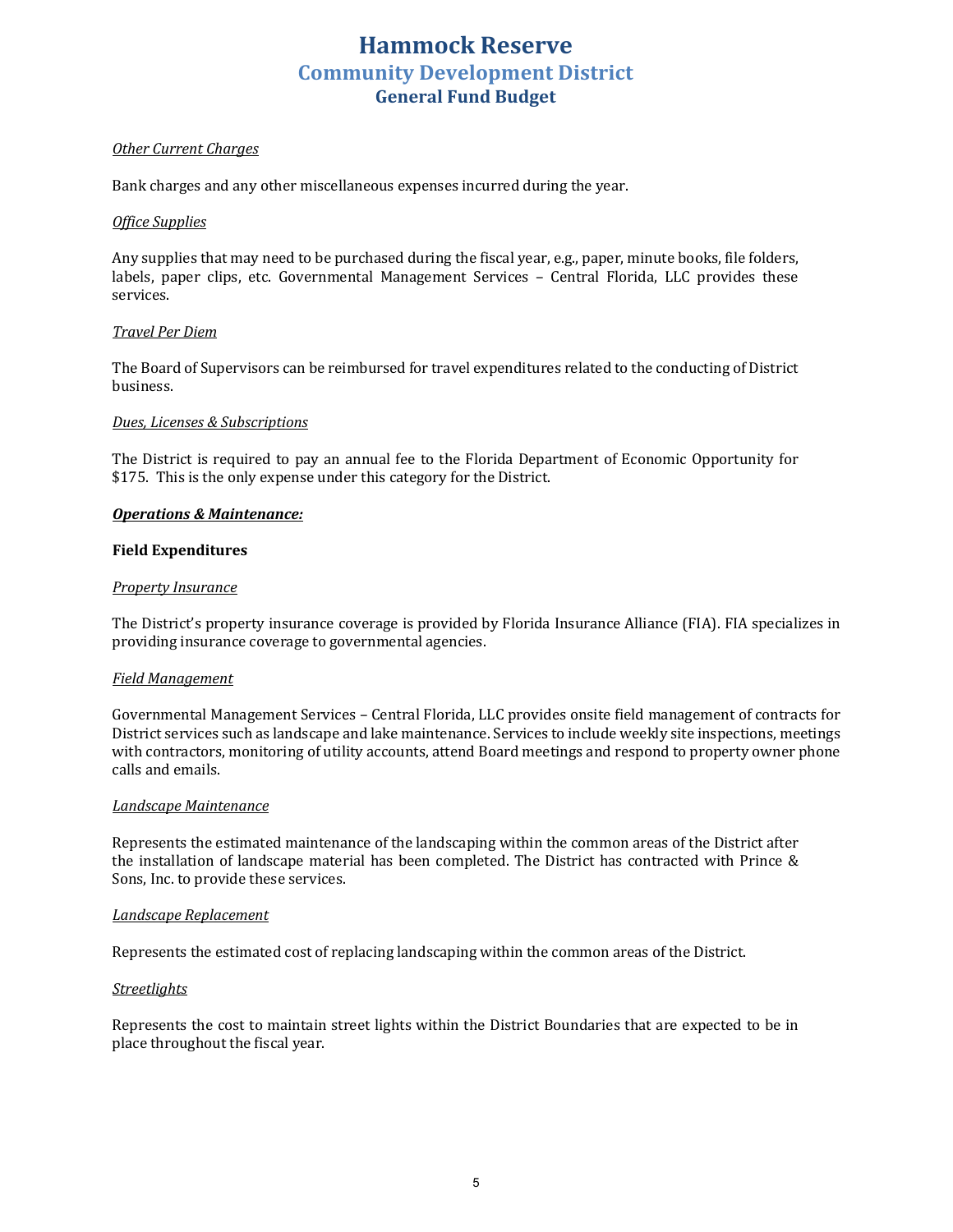# Hammock Reserve
## Community Development District
### General Fund Budget

*Other Current Charges*

Bank charges and any other miscellaneous expenses incurred during the year.

*Office Supplies*

Any supplies that may need to be purchased during the fiscal year, e.g., paper, minute books, file folders, labels, paper clips, etc. Governmental Management Services – Central Florida, LLC provides these services.

*Travel Per Diem*

The Board of Supervisors can be reimbursed for travel expenditures related to the conducting of District business.

*Dues, Licenses & Subscriptions*

The District is required to pay an annual fee to the Florida Department of Economic Opportunity for $175. This is the only expense under this category for the District.

***Operations & Maintenance:***

**Field Expenditures**

*Property Insurance*

The District's property insurance coverage is provided by Florida Insurance Alliance (FIA). FIA specializes in providing insurance coverage to governmental agencies.

*Field Management*

Governmental Management Services – Central Florida, LLC provides onsite field management of contracts for District services such as landscape and lake maintenance. Services to include weekly site inspections, meetings with contractors, monitoring of utility accounts, attend Board meetings and respond to property owner phone calls and emails.

*Landscape Maintenance*

Represents the estimated maintenance of the landscaping within the common areas of the District after the installation of landscape material has been completed. The District has contracted with Prince & Sons, Inc. to provide these services.

*Landscape Replacement*

Represents the estimated cost of replacing landscaping within the common areas of the District.

*Streetlights*

Represents the cost to maintain street lights within the District Boundaries that are expected to be in place throughout the fiscal year.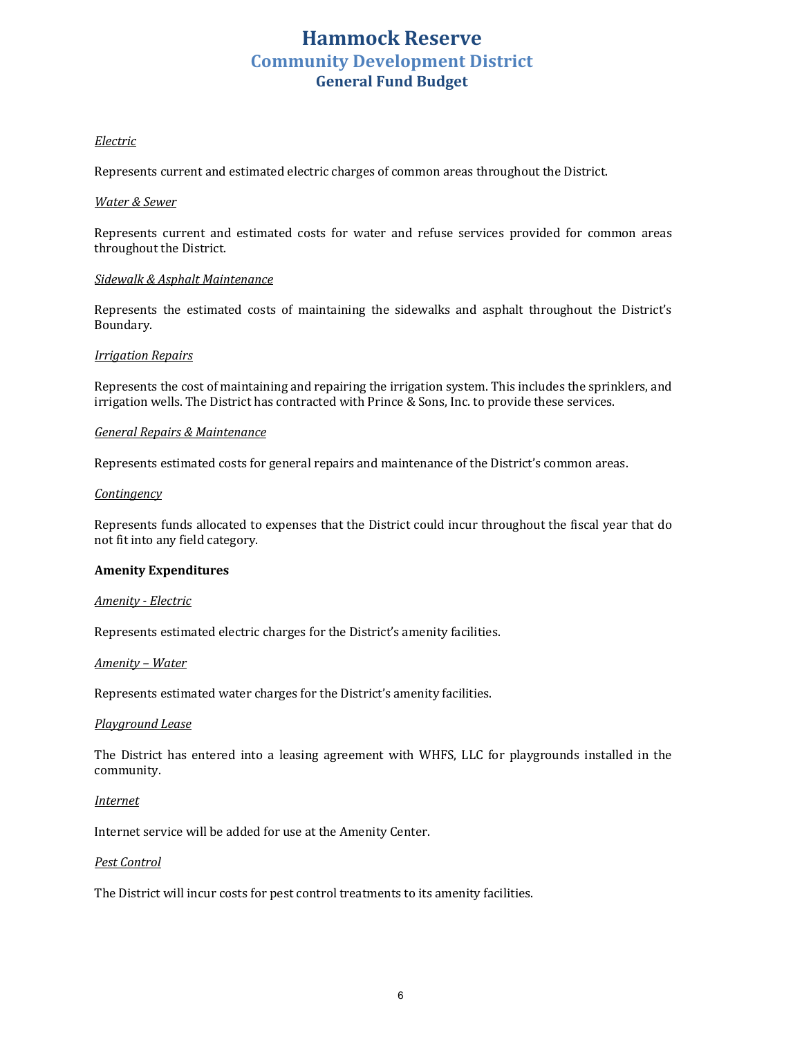# Hammock Reserve
## Community Development District
### General Fund Budget

*Electric*

Represents current and estimated electric charges of common areas throughout the District.

*Water & Sewer*

Represents current and estimated costs for water and refuse services provided for common areas throughout the District.

*Sidewalk & Asphalt Maintenance*

Represents the estimated costs of maintaining the sidewalks and asphalt throughout the District's Boundary.

*Irrigation Repairs*

Represents the cost of maintaining and repairing the irrigation system. This includes the sprinklers, and irrigation wells. The District has contracted with Prince & Sons, Inc. to provide these services.

*General Repairs & Maintenance*

Represents estimated costs for general repairs and maintenance of the District's common areas.

*Contingency*

Represents funds allocated to expenses that the District could incur throughout the fiscal year that do not fit into any field category.

**Amenity Expenditures**

*Amenity - Electric*

Represents estimated electric charges for the District's amenity facilities.

*Amenity – Water*

Represents estimated water charges for the District's amenity facilities.

*Playground Lease*

The District has entered into a leasing agreement with WHFS, LLC for playgrounds installed in the community.

*Internet*

Internet service will be added for use at the Amenity Center.

*Pest Control*

The District will incur costs for pest control treatments to its amenity facilities.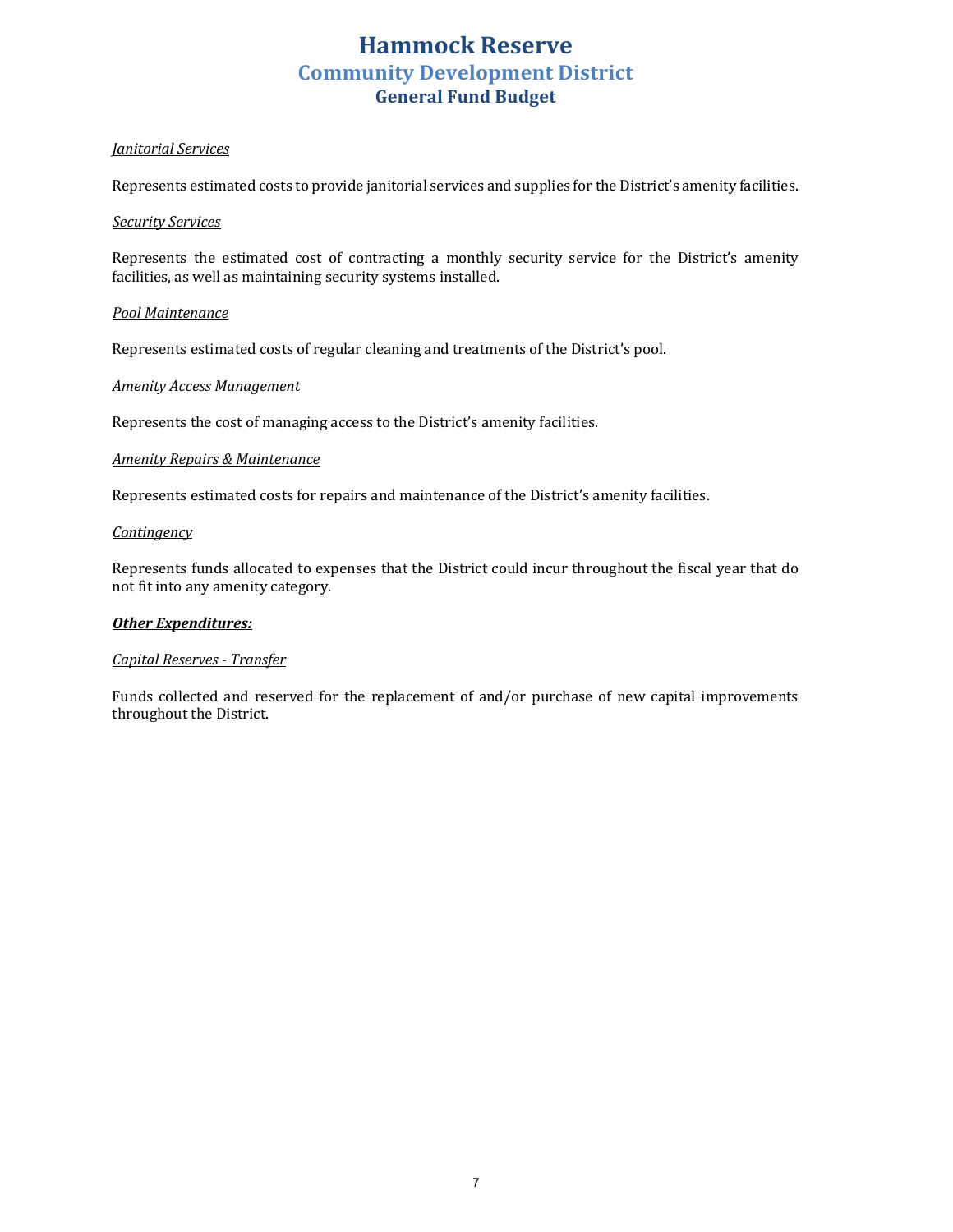# Hammock Reserve
## Community Development District
### General Fund Budget

*Janitorial Services*

Represents estimated costs to provide janitorial services and supplies for the District's amenity facilities.

*Security Services*

Represents the estimated cost of contracting a monthly security service for the District's amenity facilities, as well as maintaining security systems installed.

*Pool Maintenance*

Represents estimated costs of regular cleaning and treatments of the District's pool.

*Amenity Access Management*

Represents the cost of managing access to the District's amenity facilities.

*Amenity Repairs & Maintenance*

Represents estimated costs for repairs and maintenance of the District's amenity facilities.

*Contingency*

Represents funds allocated to expenses that the District could incur throughout the fiscal year that do not fit into any amenity category.

***Other Expenditures:***

*Capital Reserves - Transfer*

Funds collected and reserved for the replacement of and/or purchase of new capital improvements throughout the District.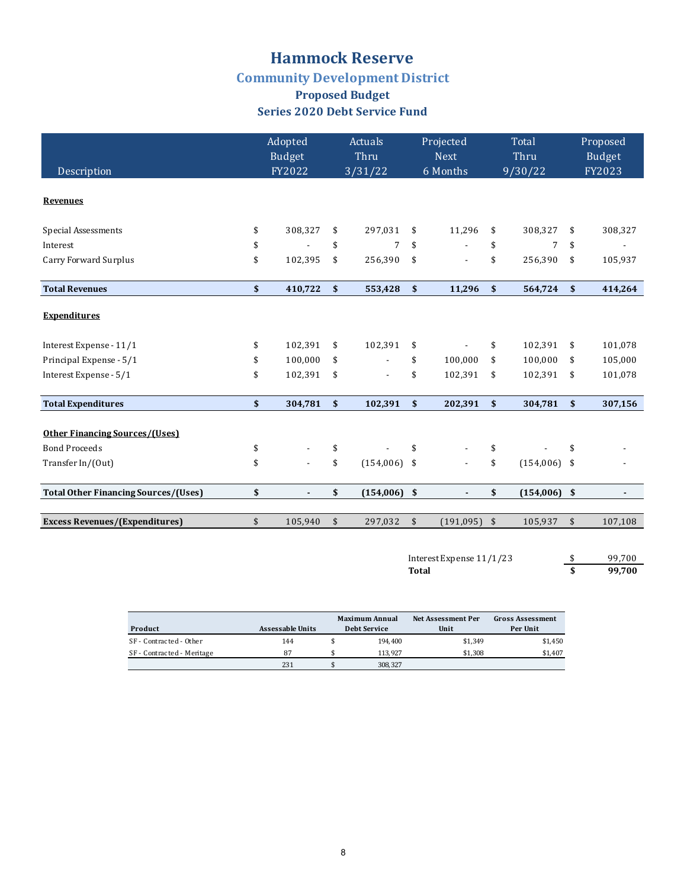# Hammock Reserve

## Community Development District

### Proposed Budget

### Series 2020 Debt Service Fund

| Description | Adopted Budget FY2022 | Actuals Thru 3/31/22 | Projected Next 6 Months | Total Thru 9/30/22 | Proposed Budget FY2023 |
|---|---|---|---|---|---|
| **Revenues** | | | | | |
| Special Assessments | $ 308,327 | $ 297,031 | $ 11,296 | $ 308,327 | $ 308,327 |
| Interest | $ - | $ 7 | $ - | $ 7 | $ - |
| Carry Forward Surplus | $ 102,395 | $ 256,390 | $ - | $ 256,390 | $ 105,937 |
| **Total Revenues** | **$ 410,722** | **$ 553,428** | **$ 11,296** | **$ 564,724** | **$ 414,264** |
| **Expenditures** | | | | | |
| Interest Expense - 11/1 | $ 102,391 | $ 102,391 | $ - | $ 102,391 | $ 101,078 |
| Principal Expense - 5/1 | $ 100,000 | $ - | $ 100,000 | $ 100,000 | $ 105,000 |
| Interest Expense - 5/1 | $ 102,391 | $ - | $ 102,391 | $ 102,391 | $ 101,078 |
| **Total Expenditures** | **$ 304,781** | **$ 102,391** | **$ 202,391** | **$ 304,781** | **$ 307,156** |
| **Other Financing Sources/(Uses)** | | | | | |
| Bond Proceeds | $ - | $ - | $ - | $ - | $ - |
| Transfer In/(Out) | $ - | $ (154,006) | $ - | $ (154,006) | $ - |
| **Total Other Financing Sources/(Uses)** | **$ -** | **$ (154,006)** | **$ -** | **$ (154,006)** | **$ -** |
| **Excess Revenues/(Expenditures)** | $ 105,940 | $ 297,032 | $ (191,095) | $ 105,937 | $ 107,108 |

| | |
|---|---|
| Interest Expense 11/1/23 | $ 99,700 |
| **Total** | **$ 99,700** |

| Product | Assessable Units | Maximum Annual Debt Service | Net Assessment Per Unit | Gross Assessment Per Unit |
|---|---|---|---|---|
| SF - Contracted - Other | 144 | $ 194,400 | $1,349 | $1,450 |
| SF - Contracted - Meritage | 87 | $ 113,927 | $1,308 | $1,407 |
| | 231 | $ 308,327 | | |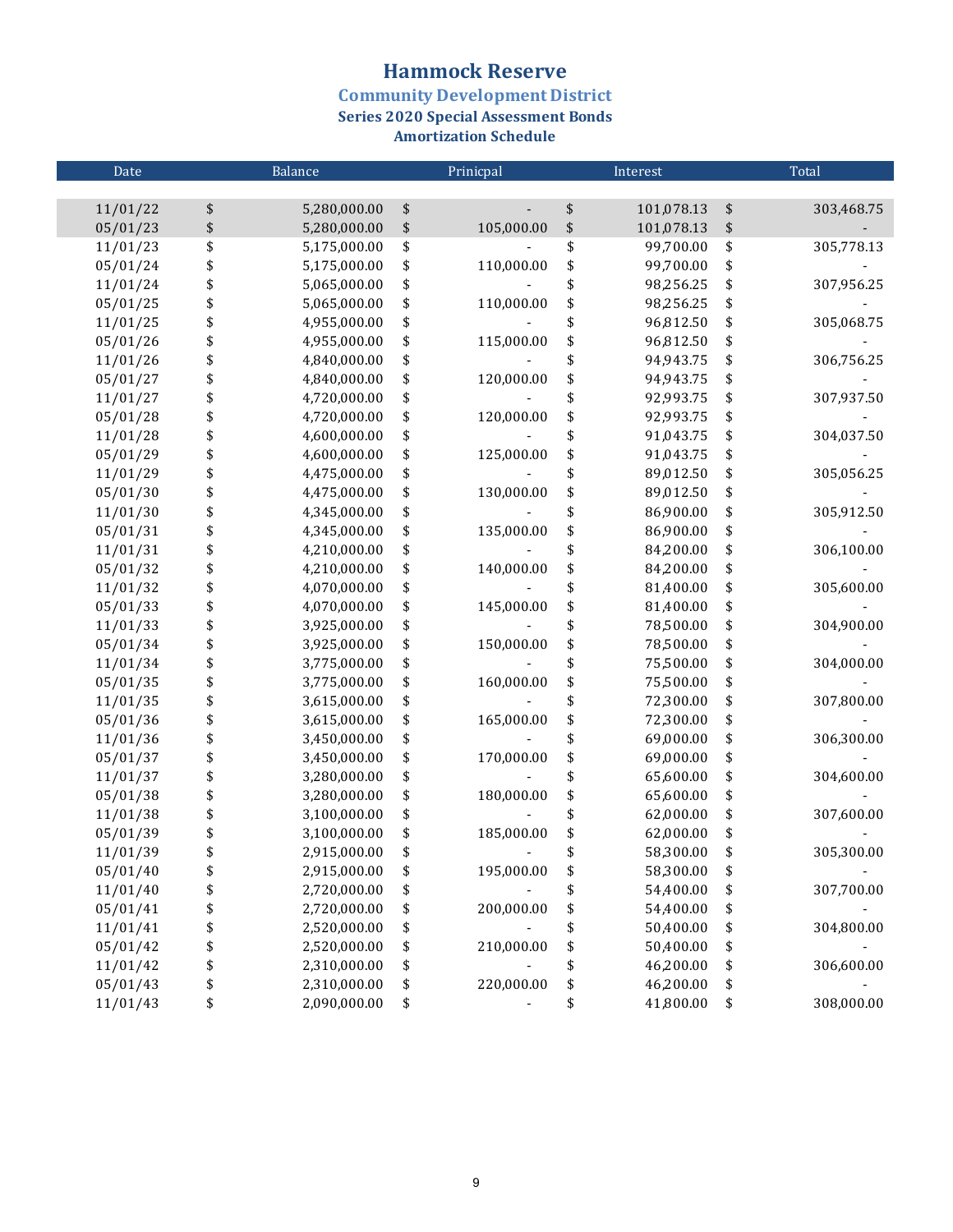# Hammock Reserve

## Community Development District

### Series 2020 Special Assessment Bonds

### Amortization Schedule

| Date | Balance | Prinicpal | Interest | Total |
|---|---|---|---|---|
| 11/01/22 | $ 5,280,000.00 | $ - | $ 101,078.13 | $ 303,468.75 |
| 05/01/23 | $ 5,280,000.00 | $ 105,000.00 | $ 101,078.13 | $ - |
| 11/01/23 | $ 5,175,000.00 | $ - | $ 99,700.00 | $ 305,778.13 |
| 05/01/24 | $ 5,175,000.00 | $ 110,000.00 | $ 99,700.00 | $ - |
| 11/01/24 | $ 5,065,000.00 | $ - | $ 98,256.25 | $ 307,956.25 |
| 05/01/25 | $ 5,065,000.00 | $ 110,000.00 | $ 98,256.25 | $ - |
| 11/01/25 | $ 4,955,000.00 | $ - | $ 96,812.50 | $ 305,068.75 |
| 05/01/26 | $ 4,955,000.00 | $ 115,000.00 | $ 96,812.50 | $ - |
| 11/01/26 | $ 4,840,000.00 | $ - | $ 94,943.75 | $ 306,756.25 |
| 05/01/27 | $ 4,840,000.00 | $ 120,000.00 | $ 94,943.75 | $ - |
| 11/01/27 | $ 4,720,000.00 | $ - | $ 92,993.75 | $ 307,937.50 |
| 05/01/28 | $ 4,720,000.00 | $ 120,000.00 | $ 92,993.75 | $ - |
| 11/01/28 | $ 4,600,000.00 | $ - | $ 91,043.75 | $ 304,037.50 |
| 05/01/29 | $ 4,600,000.00 | $ 125,000.00 | $ 91,043.75 | $ - |
| 11/01/29 | $ 4,475,000.00 | $ - | $ 89,012.50 | $ 305,056.25 |
| 05/01/30 | $ 4,475,000.00 | $ 130,000.00 | $ 89,012.50 | $ - |
| 11/01/30 | $ 4,345,000.00 | $ - | $ 86,900.00 | $ 305,912.50 |
| 05/01/31 | $ 4,345,000.00 | $ 135,000.00 | $ 86,900.00 | $ - |
| 11/01/31 | $ 4,210,000.00 | $ - | $ 84,200.00 | $ 306,100.00 |
| 05/01/32 | $ 4,210,000.00 | $ 140,000.00 | $ 84,200.00 | $ - |
| 11/01/32 | $ 4,070,000.00 | $ - | $ 81,400.00 | $ 305,600.00 |
| 05/01/33 | $ 4,070,000.00 | $ 145,000.00 | $ 81,400.00 | $ - |
| 11/01/33 | $ 3,925,000.00 | $ - | $ 78,500.00 | $ 304,900.00 |
| 05/01/34 | $ 3,925,000.00 | $ 150,000.00 | $ 78,500.00 | $ - |
| 11/01/34 | $ 3,775,000.00 | $ - | $ 75,500.00 | $ 304,000.00 |
| 05/01/35 | $ 3,775,000.00 | $ 160,000.00 | $ 75,500.00 | $ - |
| 11/01/35 | $ 3,615,000.00 | $ - | $ 72,300.00 | $ 307,800.00 |
| 05/01/36 | $ 3,615,000.00 | $ 165,000.00 | $ 72,300.00 | $ - |
| 11/01/36 | $ 3,450,000.00 | $ - | $ 69,000.00 | $ 306,300.00 |
| 05/01/37 | $ 3,450,000.00 | $ 170,000.00 | $ 69,000.00 | $ - |
| 11/01/37 | $ 3,280,000.00 | $ - | $ 65,600.00 | $ 304,600.00 |
| 05/01/38 | $ 3,280,000.00 | $ 180,000.00 | $ 65,600.00 | $ - |
| 11/01/38 | $ 3,100,000.00 | $ - | $ 62,000.00 | $ 307,600.00 |
| 05/01/39 | $ 3,100,000.00 | $ 185,000.00 | $ 62,000.00 | $ - |
| 11/01/39 | $ 2,915,000.00 | $ - | $ 58,300.00 | $ 305,300.00 |
| 05/01/40 | $ 2,915,000.00 | $ 195,000.00 | $ 58,300.00 | $ - |
| 11/01/40 | $ 2,720,000.00 | $ - | $ 54,400.00 | $ 307,700.00 |
| 05/01/41 | $ 2,720,000.00 | $ 200,000.00 | $ 54,400.00 | $ - |
| 11/01/41 | $ 2,520,000.00 | $ - | $ 50,400.00 | $ 304,800.00 |
| 05/01/42 | $ 2,520,000.00 | $ 210,000.00 | $ 50,400.00 | $ - |
| 11/01/42 | $ 2,310,000.00 | $ - | $ 46,200.00 | $ 306,600.00 |
| 05/01/43 | $ 2,310,000.00 | $ 220,000.00 | $ 46,200.00 | $ - |
| 11/01/43 | $ 2,090,000.00 | $ - | $ 41,800.00 | $ 308,000.00 |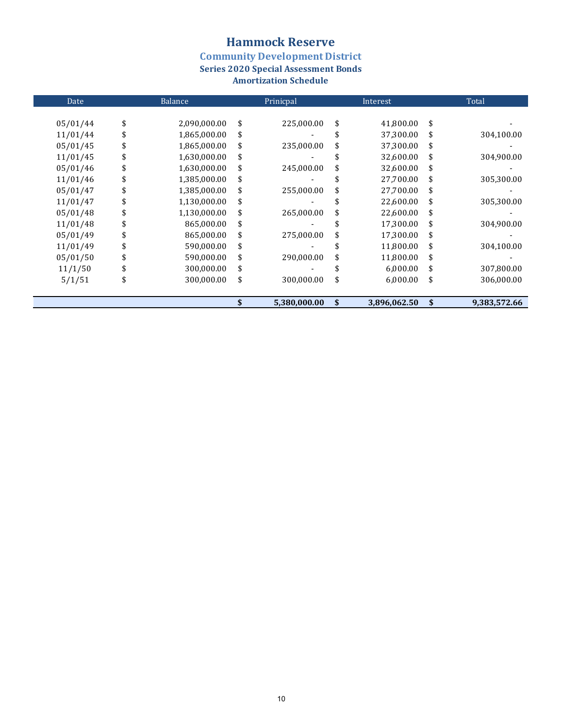# Hammock Reserve

## Community Development District

### Series 2020 Special Assessment Bonds

### Amortization Schedule

| Date | Balance | Prinicpal | Interest | Total |
|---|---|---|---|---|
| 05/01/44 | $ 2,090,000.00 | $ 225,000.00 | $ 41,800.00 | $ - |
| 11/01/44 | $ 1,865,000.00 | $ - | $ 37,300.00 | $ 304,100.00 |
| 05/01/45 | $ 1,865,000.00 | $ 235,000.00 | $ 37,300.00 | $ - |
| 11/01/45 | $ 1,630,000.00 | $ - | $ 32,600.00 | $ 304,900.00 |
| 05/01/46 | $ 1,630,000.00 | $ 245,000.00 | $ 32,600.00 | $ - |
| 11/01/46 | $ 1,385,000.00 | $ - | $ 27,700.00 | $ 305,300.00 |
| 05/01/47 | $ 1,385,000.00 | $ 255,000.00 | $ 27,700.00 | $ - |
| 11/01/47 | $ 1,130,000.00 | $ - | $ 22,600.00 | $ 305,300.00 |
| 05/01/48 | $ 1,130,000.00 | $ 265,000.00 | $ 22,600.00 | $ - |
| 11/01/48 | $ 865,000.00 | $ - | $ 17,300.00 | $ 304,900.00 |
| 05/01/49 | $ 865,000.00 | $ 275,000.00 | $ 17,300.00 | $ - |
| 11/01/49 | $ 590,000.00 | $ - | $ 11,800.00 | $ 304,100.00 |
| 05/01/50 | $ 590,000.00 | $ 290,000.00 | $ 11,800.00 | $ - |
| 11/1/50 | $ 300,000.00 | $ - | $ 6,000.00 | $ 307,800.00 |
| 5/1/51 | $ 300,000.00 | $ 300,000.00 | $ 6,000.00 | $ 306,000.00 |
| | | **$ 5,380,000.00** | **$ 3,896,062.50** | **$ 9,383,572.66** |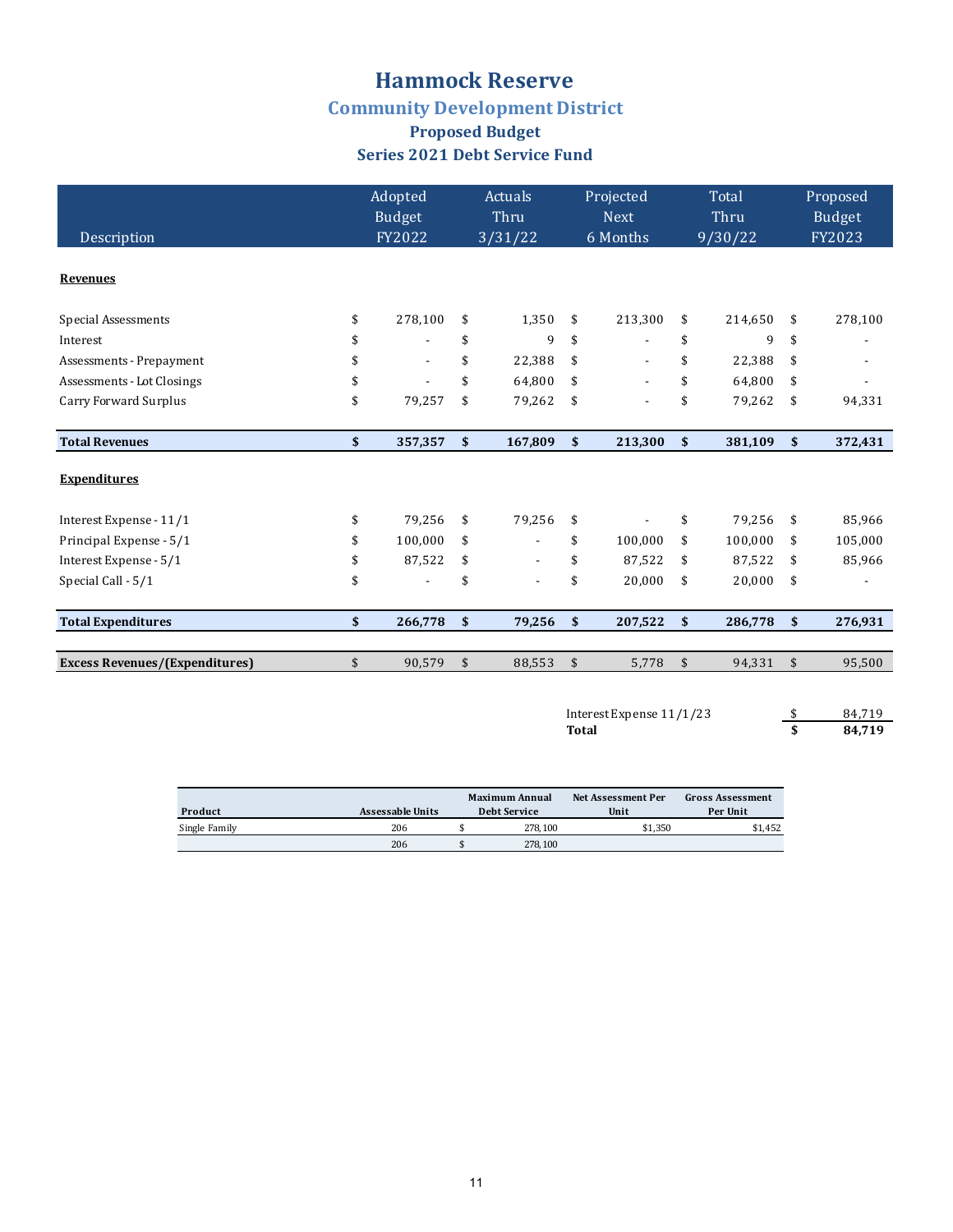# Hammock Reserve

## Community Development District

### Proposed Budget

### Series 2021 Debt Service Fund

| Description | Adopted Budget FY2022 | Actuals Thru 3/31/22 | Projected Next 6 Months | Total Thru 9/30/22 | Proposed Budget FY2023 |
|---|---|---|---|---|---|
| **Revenues** | | | | | |
| Special Assessments | $ 278,100 | $ 1,350 | $ 213,300 | $ 214,650 | $ 278,100 |
| Interest | $ - | $ 9 | $ - | $ 9 | $ - |
| Assessments - Prepayment | $ - | $ 22,388 | $ - | $ 22,388 | $ - |
| Assessments - Lot Closings | $ - | $ 64,800 | $ - | $ 64,800 | $ - |
| Carry Forward Surplus | $ 79,257 | $ 79,262 | $ - | $ 79,262 | $ 94,331 |
| **Total Revenues** | **$ 357,357** | **$ 167,809** | **$ 213,300** | **$ 381,109** | **$ 372,431** |
| **Expenditures** | | | | | |
| Interest Expense - 11/1 | $ 79,256 | $ 79,256 | $ - | $ 79,256 | $ 85,966 |
| Principal Expense - 5/1 | $ 100,000 | $ - | $ 100,000 | $ 100,000 | $ 105,000 |
| Interest Expense - 5/1 | $ 87,522 | $ - | $ 87,522 | $ 87,522 | $ 85,966 |
| Special Call - 5/1 | $ - | $ - | $ 20,000 | $ 20,000 | $ - |
| **Total Expenditures** | **$ 266,778** | **$ 79,256** | **$ 207,522** | **$ 286,778** | **$ 276,931** |
| **Excess Revenues/(Expenditures)** | $ 90,579 | $ 88,553 | $ 5,778 | $ 94,331 | $ 95,500 |

| | |
|---|---|
| Interest Expense 11/1/23 | $ 84,719 |
| **Total** | **$ 84,719** |

| Product | Assessable Units | Maximum Annual Debt Service | Net Assessment Per Unit | Gross Assessment Per Unit |
|---|---|---|---|---|
| Single Family | 206 | $ 278,100 | $1,350 | $1,452 |
| | 206 | $ 278,100 | | |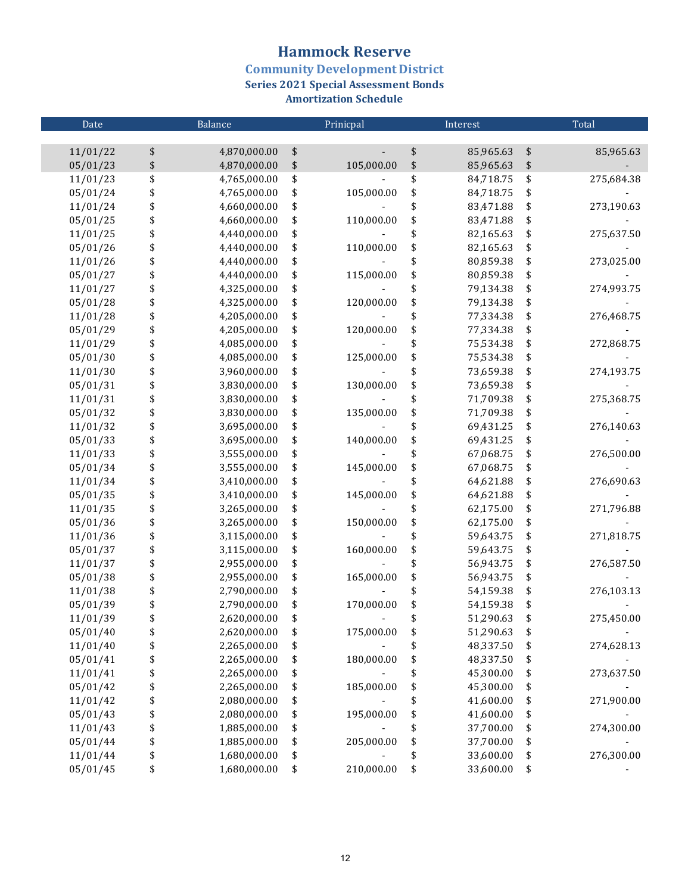# Hammock Reserve

## Community Development District

### Series 2021 Special Assessment Bonds

### Amortization Schedule

| Date | Balance | Prinicpal | Interest | Total |
|---|---|---|---|---|
| 11/01/22 | $ 4,870,000.00 | $ - | $ 85,965.63 | $ 85,965.63 |
| 05/01/23 | $ 4,870,000.00 | $ 105,000.00 | $ 85,965.63 | $ - |
| 11/01/23 | $ 4,765,000.00 | $ - | $ 84,718.75 | $ 275,684.38 |
| 05/01/24 | $ 4,765,000.00 | $ 105,000.00 | $ 84,718.75 | $ - |
| 11/01/24 | $ 4,660,000.00 | $ - | $ 83,471.88 | $ 273,190.63 |
| 05/01/25 | $ 4,660,000.00 | $ 110,000.00 | $ 83,471.88 | $ - |
| 11/01/25 | $ 4,440,000.00 | $ - | $ 82,165.63 | $ 275,637.50 |
| 05/01/26 | $ 4,440,000.00 | $ 110,000.00 | $ 82,165.63 | $ - |
| 11/01/26 | $ 4,440,000.00 | $ - | $ 80,859.38 | $ 273,025.00 |
| 05/01/27 | $ 4,440,000.00 | $ 115,000.00 | $ 80,859.38 | $ - |
| 11/01/27 | $ 4,325,000.00 | $ - | $ 79,134.38 | $ 274,993.75 |
| 05/01/28 | $ 4,325,000.00 | $ 120,000.00 | $ 79,134.38 | $ - |
| 11/01/28 | $ 4,205,000.00 | $ - | $ 77,334.38 | $ 276,468.75 |
| 05/01/29 | $ 4,205,000.00 | $ 120,000.00 | $ 77,334.38 | $ - |
| 11/01/29 | $ 4,085,000.00 | $ - | $ 75,534.38 | $ 272,868.75 |
| 05/01/30 | $ 4,085,000.00 | $ 125,000.00 | $ 75,534.38 | $ - |
| 11/01/30 | $ 3,960,000.00 | $ - | $ 73,659.38 | $ 274,193.75 |
| 05/01/31 | $ 3,830,000.00 | $ 130,000.00 | $ 73,659.38 | $ - |
| 11/01/31 | $ 3,830,000.00 | $ - | $ 71,709.38 | $ 275,368.75 |
| 05/01/32 | $ 3,830,000.00 | $ 135,000.00 | $ 71,709.38 | $ - |
| 11/01/32 | $ 3,695,000.00 | $ - | $ 69,431.25 | $ 276,140.63 |
| 05/01/33 | $ 3,695,000.00 | $ 140,000.00 | $ 69,431.25 | $ - |
| 11/01/33 | $ 3,555,000.00 | $ - | $ 67,068.75 | $ 276,500.00 |
| 05/01/34 | $ 3,555,000.00 | $ 145,000.00 | $ 67,068.75 | $ - |
| 11/01/34 | $ 3,410,000.00 | $ - | $ 64,621.88 | $ 276,690.63 |
| 05/01/35 | $ 3,410,000.00 | $ 145,000.00 | $ 64,621.88 | $ - |
| 11/01/35 | $ 3,265,000.00 | $ - | $ 62,175.00 | $ 271,796.88 |
| 05/01/36 | $ 3,265,000.00 | $ 150,000.00 | $ 62,175.00 | $ - |
| 11/01/36 | $ 3,115,000.00 | $ - | $ 59,643.75 | $ 271,818.75 |
| 05/01/37 | $ 3,115,000.00 | $ 160,000.00 | $ 59,643.75 | $ - |
| 11/01/37 | $ 2,955,000.00 | $ - | $ 56,943.75 | $ 276,587.50 |
| 05/01/38 | $ 2,955,000.00 | $ 165,000.00 | $ 56,943.75 | $ - |
| 11/01/38 | $ 2,790,000.00 | $ - | $ 54,159.38 | $ 276,103.13 |
| 05/01/39 | $ 2,790,000.00 | $ 170,000.00 | $ 54,159.38 | $ - |
| 11/01/39 | $ 2,620,000.00 | $ - | $ 51,290.63 | $ 275,450.00 |
| 05/01/40 | $ 2,620,000.00 | $ 175,000.00 | $ 51,290.63 | $ - |
| 11/01/40 | $ 2,265,000.00 | $ - | $ 48,337.50 | $ 274,628.13 |
| 05/01/41 | $ 2,265,000.00 | $ 180,000.00 | $ 48,337.50 | $ - |
| 11/01/41 | $ 2,265,000.00 | $ - | $ 45,300.00 | $ 273,637.50 |
| 05/01/42 | $ 2,265,000.00 | $ 185,000.00 | $ 45,300.00 | $ - |
| 11/01/42 | $ 2,080,000.00 | $ - | $ 41,600.00 | $ 271,900.00 |
| 05/01/43 | $ 2,080,000.00 | $ 195,000.00 | $ 41,600.00 | $ - |
| 11/01/43 | $ 1,885,000.00 | $ - | $ 37,700.00 | $ 274,300.00 |
| 05/01/44 | $ 1,885,000.00 | $ 205,000.00 | $ 37,700.00 | $ - |
| 11/01/44 | $ 1,680,000.00 | $ - | $ 33,600.00 | $ 276,300.00 |
| 05/01/45 | $ 1,680,000.00 | $ 210,000.00 | $ 33,600.00 | $ - |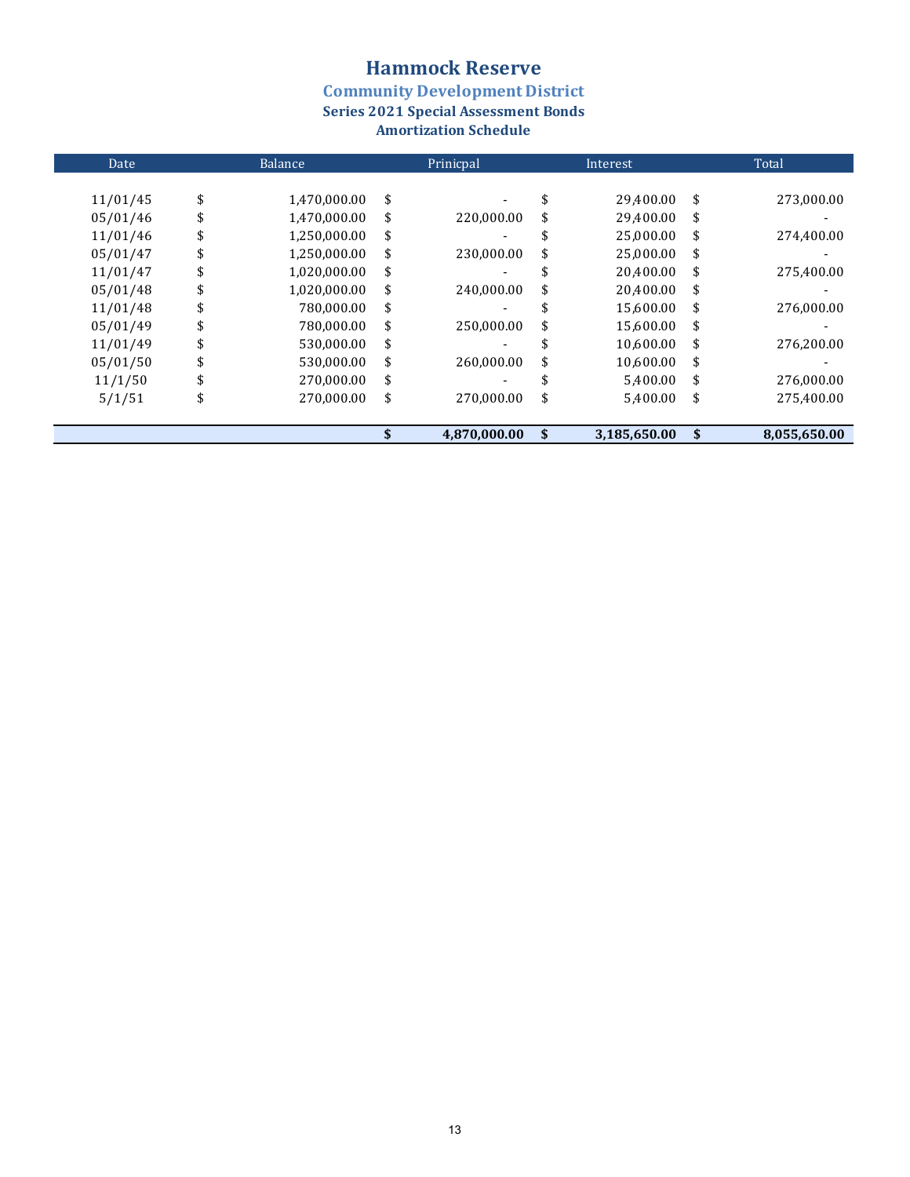# Hammock Reserve

## Community Development District

### Series 2021 Special Assessment Bonds

### Amortization Schedule

| Date | Balance | Prinicpal | Interest | Total |
|---|---|---|---|---|
| 11/01/45 | $ 1,470,000.00 | $ - | $ 29,400.00 | $ 273,000.00 |
| 05/01/46 | $ 1,470,000.00 | $ 220,000.00 | $ 29,400.00 | $ - |
| 11/01/46 | $ 1,250,000.00 | $ - | $ 25,000.00 | $ 274,400.00 |
| 05/01/47 | $ 1,250,000.00 | $ 230,000.00 | $ 25,000.00 | $ - |
| 11/01/47 | $ 1,020,000.00 | $ - | $ 20,400.00 | $ 275,400.00 |
| 05/01/48 | $ 1,020,000.00 | $ 240,000.00 | $ 20,400.00 | $ - |
| 11/01/48 | $ 780,000.00 | $ - | $ 15,600.00 | $ 276,000.00 |
| 05/01/49 | $ 780,000.00 | $ 250,000.00 | $ 15,600.00 | $ - |
| 11/01/49 | $ 530,000.00 | $ - | $ 10,600.00 | $ 276,200.00 |
| 05/01/50 | $ 530,000.00 | $ 260,000.00 | $ 10,600.00 | $ - |
| 11/1/50 | $ 270,000.00 | $ - | $ 5,400.00 | $ 276,000.00 |
| 5/1/51 | $ 270,000.00 | $ 270,000.00 | $ 5,400.00 | $ 275,400.00 |
| | | **$ 4,870,000.00** | **$ 3,185,650.00** | **$ 8,055,650.00** |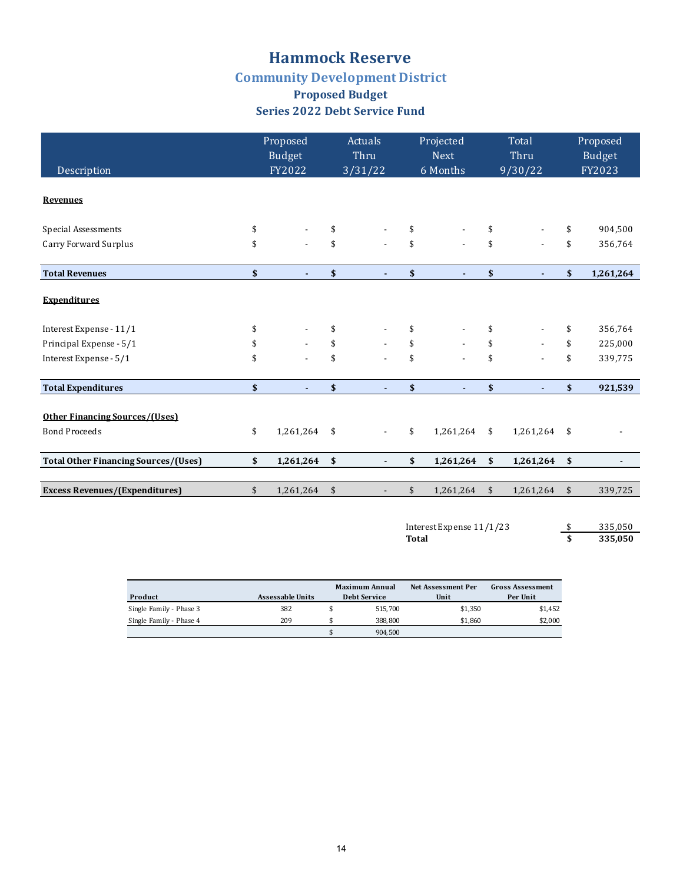# Hammock Reserve

## Community Development District

### Proposed Budget

### Series 2022 Debt Service Fund

| Description | Proposed Budget FY2022 | Actuals Thru 3/31/22 | Projected Next 6 Months | Total Thru 9/30/22 | Proposed Budget FY2023 |
|---|---|---|---|---|---|
| **Revenues** | | | | | |
| Special Assessments | $ - | $ - | $ - | $ - | $ 904,500 |
| Carry Forward Surplus | $ - | $ - | $ - | $ - | $ 356,764 |
| **Total Revenues** | **$ -** | **$ -** | **$ -** | **$ -** | **$ 1,261,264** |
| **Expenditures** | | | | | |
| Interest Expense - 11/1 | $ - | $ - | $ - | $ - | $ 356,764 |
| Principal Expense - 5/1 | $ - | $ - | $ - | $ - | $ 225,000 |
| Interest Expense - 5/1 | $ - | $ - | $ - | $ - | $ 339,775 |
| **Total Expenditures** | **$ -** | **$ -** | **$ -** | **$ -** | **$ 921,539** |
| **Other Financing Sources/(Uses)** | | | | | |
| Bond Proceeds | $ 1,261,264 | $ - | $ 1,261,264 | $ 1,261,264 | $ - |
| **Total Other Financing Sources/(Uses)** | **$ 1,261,264** | **$ -** | **$ 1,261,264** | **$ 1,261,264** | **$ -** |
| **Excess Revenues/(Expenditures)** | $ 1,261,264 | $ - | $ 1,261,264 | $ 1,261,264 | $ 339,725 |

| | |
|---|---|
| Interest Expense 11/1/23 | $ 335,050 |
| **Total** | **$ 335,050** |

| Product | Assessable Units | Maximum Annual Debt Service | Net Assessment Per Unit | Gross Assessment Per Unit |
|---|---|---|---|---|
| Single Family - Phase 3 | 382 | $ 515,700 | $1,350 | $1,452 |
| Single Family - Phase 4 | 209 | $ 388,800 | $1,860 | $2,000 |
| | | $ 904,500 | | |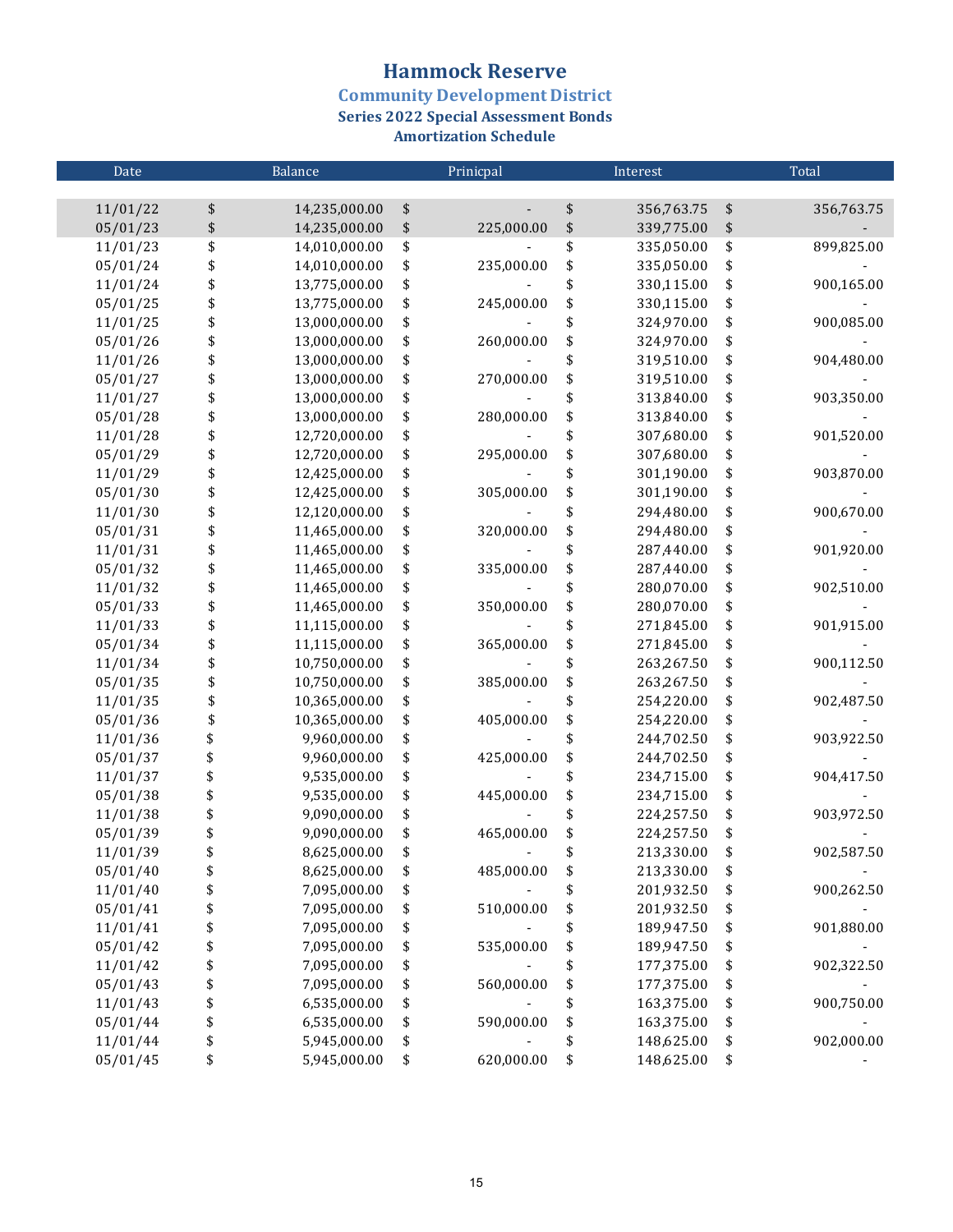# Hammock Reserve

## Community Development District

### Series 2022 Special Assessment Bonds

### Amortization Schedule

| Date | Balance | Prinicpal | Interest | Total |
|---|---|---|---|---|
| 11/01/22 | $ 14,235,000.00 | $ - | $ 356,763.75 | $ 356,763.75 |
| 05/01/23 | $ 14,235,000.00 | $ 225,000.00 | $ 339,775.00 | $ - |
| 11/01/23 | $ 14,010,000.00 | $ - | $ 335,050.00 | $ 899,825.00 |
| 05/01/24 | $ 14,010,000.00 | $ 235,000.00 | $ 335,050.00 | $ - |
| 11/01/24 | $ 13,775,000.00 | $ - | $ 330,115.00 | $ 900,165.00 |
| 05/01/25 | $ 13,775,000.00 | $ 245,000.00 | $ 330,115.00 | $ - |
| 11/01/25 | $ 13,000,000.00 | $ - | $ 324,970.00 | $ 900,085.00 |
| 05/01/26 | $ 13,000,000.00 | $ 260,000.00 | $ 324,970.00 | $ - |
| 11/01/26 | $ 13,000,000.00 | $ - | $ 319,510.00 | $ 904,480.00 |
| 05/01/27 | $ 13,000,000.00 | $ 270,000.00 | $ 319,510.00 | $ - |
| 11/01/27 | $ 13,000,000.00 | $ - | $ 313,840.00 | $ 903,350.00 |
| 05/01/28 | $ 13,000,000.00 | $ 280,000.00 | $ 313,840.00 | $ - |
| 11/01/28 | $ 12,720,000.00 | $ - | $ 307,680.00 | $ 901,520.00 |
| 05/01/29 | $ 12,720,000.00 | $ 295,000.00 | $ 307,680.00 | $ - |
| 11/01/29 | $ 12,425,000.00 | $ - | $ 301,190.00 | $ 903,870.00 |
| 05/01/30 | $ 12,425,000.00 | $ 305,000.00 | $ 301,190.00 | $ - |
| 11/01/30 | $ 12,120,000.00 | $ - | $ 294,480.00 | $ 900,670.00 |
| 05/01/31 | $ 11,465,000.00 | $ 320,000.00 | $ 294,480.00 | $ - |
| 11/01/31 | $ 11,465,000.00 | $ - | $ 287,440.00 | $ 901,920.00 |
| 05/01/32 | $ 11,465,000.00 | $ 335,000.00 | $ 287,440.00 | $ - |
| 11/01/32 | $ 11,465,000.00 | $ - | $ 280,070.00 | $ 902,510.00 |
| 05/01/33 | $ 11,465,000.00 | $ 350,000.00 | $ 280,070.00 | $ - |
| 11/01/33 | $ 11,115,000.00 | $ - | $ 271,845.00 | $ 901,915.00 |
| 05/01/34 | $ 11,115,000.00 | $ 365,000.00 | $ 271,845.00 | $ - |
| 11/01/34 | $ 10,750,000.00 | $ - | $ 263,267.50 | $ 900,112.50 |
| 05/01/35 | $ 10,750,000.00 | $ 385,000.00 | $ 263,267.50 | $ - |
| 11/01/35 | $ 10,365,000.00 | $ - | $ 254,220.00 | $ 902,487.50 |
| 05/01/36 | $ 10,365,000.00 | $ 405,000.00 | $ 254,220.00 | $ - |
| 11/01/36 | $ 9,960,000.00 | $ - | $ 244,702.50 | $ 903,922.50 |
| 05/01/37 | $ 9,960,000.00 | $ 425,000.00 | $ 244,702.50 | $ - |
| 11/01/37 | $ 9,535,000.00 | $ - | $ 234,715.00 | $ 904,417.50 |
| 05/01/38 | $ 9,535,000.00 | $ 445,000.00 | $ 234,715.00 | $ - |
| 11/01/38 | $ 9,090,000.00 | $ - | $ 224,257.50 | $ 903,972.50 |
| 05/01/39 | $ 9,090,000.00 | $ 465,000.00 | $ 224,257.50 | $ - |
| 11/01/39 | $ 8,625,000.00 | $ - | $ 213,330.00 | $ 902,587.50 |
| 05/01/40 | $ 8,625,000.00 | $ 485,000.00 | $ 213,330.00 | $ - |
| 11/01/40 | $ 7,095,000.00 | $ - | $ 201,932.50 | $ 900,262.50 |
| 05/01/41 | $ 7,095,000.00 | $ 510,000.00 | $ 201,932.50 | $ - |
| 11/01/41 | $ 7,095,000.00 | $ - | $ 189,947.50 | $ 901,880.00 |
| 05/01/42 | $ 7,095,000.00 | $ 535,000.00 | $ 189,947.50 | $ - |
| 11/01/42 | $ 7,095,000.00 | $ - | $ 177,375.00 | $ 902,322.50 |
| 05/01/43 | $ 7,095,000.00 | $ 560,000.00 | $ 177,375.00 | $ - |
| 11/01/43 | $ 6,535,000.00 | $ - | $ 163,375.00 | $ 900,750.00 |
| 05/01/44 | $ 6,535,000.00 | $ 590,000.00 | $ 163,375.00 | $ - |
| 11/01/44 | $ 5,945,000.00 | $ - | $ 148,625.00 | $ 902,000.00 |
| 05/01/45 | $ 5,945,000.00 | $ 620,000.00 | $ 148,625.00 | $ - |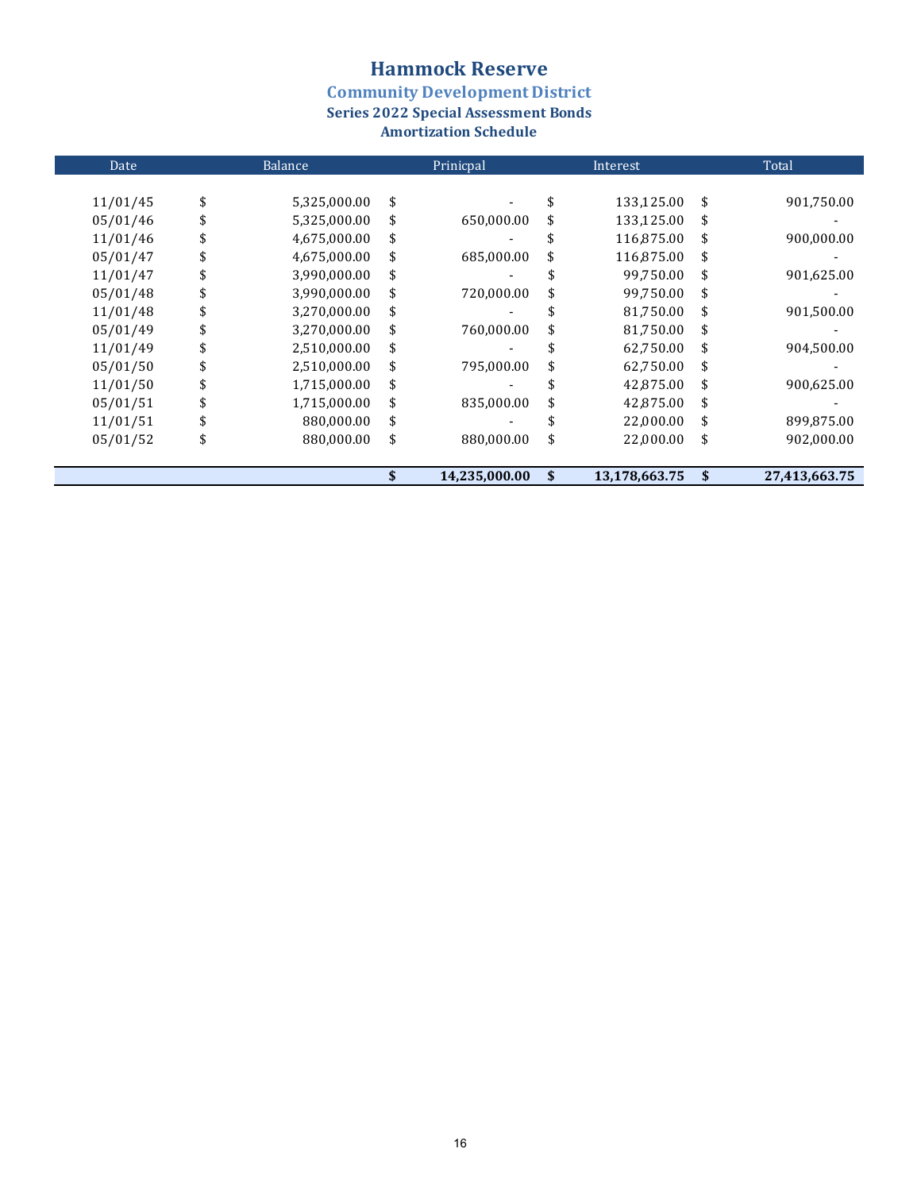# Hammock Reserve

## Community Development District

### Series 2022 Special Assessment Bonds

### Amortization Schedule

| Date | Balance | Prinicpal | Interest | Total |
|---|---|---|---|---|
| 11/01/45 | $ 5,325,000.00 | $ - | $ 133,125.00 | $ 901,750.00 |
| 05/01/46 | $ 5,325,000.00 | $ 650,000.00 | $ 133,125.00 | $ - |
| 11/01/46 | $ 4,675,000.00 | $ - | $ 116,875.00 | $ 900,000.00 |
| 05/01/47 | $ 4,675,000.00 | $ 685,000.00 | $ 116,875.00 | $ - |
| 11/01/47 | $ 3,990,000.00 | $ - | $ 99,750.00 | $ 901,625.00 |
| 05/01/48 | $ 3,990,000.00 | $ 720,000.00 | $ 99,750.00 | $ - |
| 11/01/48 | $ 3,270,000.00 | $ - | $ 81,750.00 | $ 901,500.00 |
| 05/01/49 | $ 3,270,000.00 | $ 760,000.00 | $ 81,750.00 | $ - |
| 11/01/49 | $ 2,510,000.00 | $ - | $ 62,750.00 | $ 904,500.00 |
| 05/01/50 | $ 2,510,000.00 | $ 795,000.00 | $ 62,750.00 | $ - |
| 11/01/50 | $ 1,715,000.00 | $ - | $ 42,875.00 | $ 900,625.00 |
| 05/01/51 | $ 1,715,000.00 | $ 835,000.00 | $ 42,875.00 | $ - |
| 11/01/51 | $ 880,000.00 | $ - | $ 22,000.00 | $ 899,875.00 |
| 05/01/52 | $ 880,000.00 | $ 880,000.00 | $ 22,000.00 | $ 902,000.00 |
| | | **$ 14,235,000.00** | **$ 13,178,663.75** | **$ 27,413,663.75** |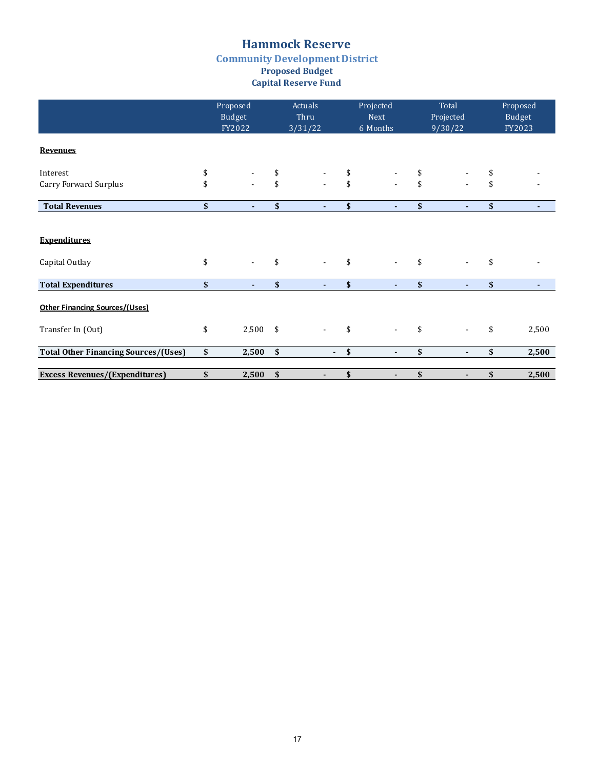# Hammock Reserve

## Community Development District

### Proposed Budget

### Capital Reserve Fund

| | Proposed Budget FY2022 | Actuals Thru 3/31/22 | Projected Next 6 Months | Total Projected 9/30/22 | Proposed Budget FY2023 |
|---|---|---|---|---|---|
| **Revenues** | | | | | |
| Interest | $ - | $ - | $ - | $ - | $ - |
| Carry Forward Surplus | $ - | $ - | $ - | $ - | $ - |
| **Total Revenues** | **$ -** | **$ -** | **$ -** | **$ -** | **$ -** |
| **Expenditures** | | | | | |
| Capital Outlay | $ - | $ - | $ - | $ - | $ - |
| **Total Expenditures** | **$ -** | **$ -** | **$ -** | **$ -** | **$ -** |
| **Other Financing Sources/(Uses)** | | | | | |
| Transfer In (Out) | $ 2,500 | $ - | $ - | $ - | $ 2,500 |
| **Total Other Financing Sources/(Uses)** | **$ 2,500** | **$ -** | **$ -** | **$ -** | **$ 2,500** |
| **Excess Revenues/(Expenditures)** | **$ 2,500** | **$ -** | **$ -** | **$ -** | **$ 2,500** |